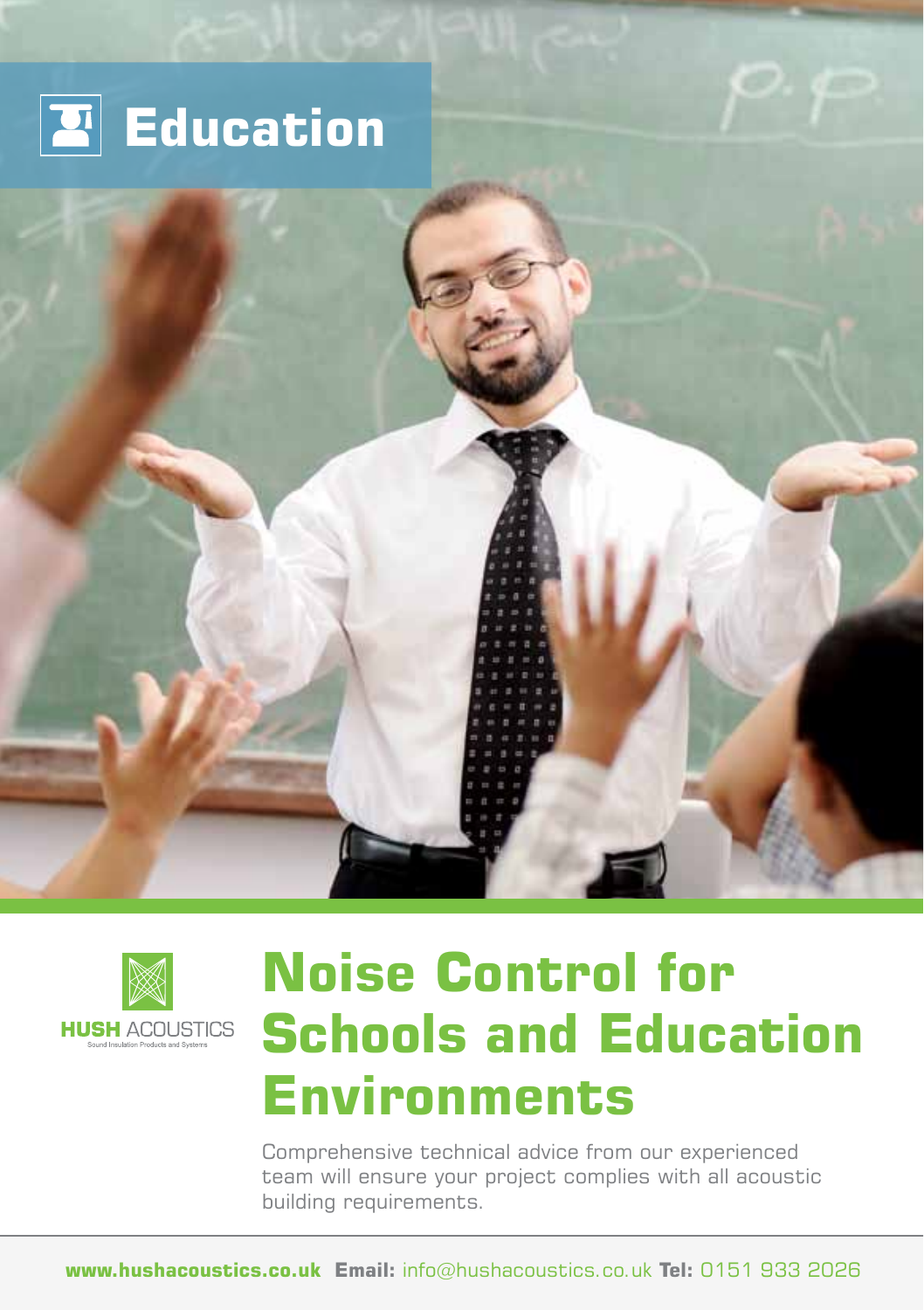# Education

**HUSH** ACOUSTICS
Sound Insulation Products and Systems

# Noise Control for Schools and Education Environments

Comprehensive technical advice from our experienced team will ensure your project complies with all acoustic building requirements.

**www.hushacoustics.co.uk** **Email:** info@hushacoustics.co.uk **Tel:** 0151 933 2026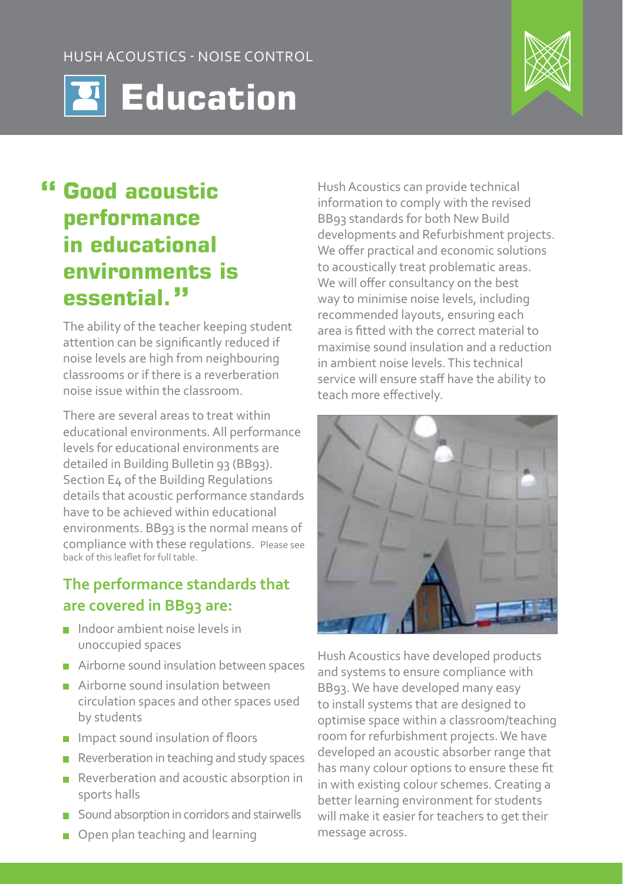HUSH ACOUSTICS - NOISE CONTROL

# Education

## "Good acoustic performance in educational environments is essential."

The ability of the teacher keeping student attention can be significantly reduced if noise levels are high from neighbouring classrooms or if there is a reverberation noise issue within the classroom.

There are several areas to treat within educational environments. All performance levels for educational environments are detailed in Building Bulletin 93 (BB93). Section E4 of the Building Regulations details that acoustic performance standards have to be achieved within educational environments. BB93 is the normal means of compliance with these regulations. Please see back of this leaflet for full table.

### The performance standards that are covered in BB93 are:

- Indoor ambient noise levels in unoccupied spaces
- Airborne sound insulation between spaces
- Airborne sound insulation between circulation spaces and other spaces used by students
- Impact sound insulation of floors
- Reverberation in teaching and study spaces
- Reverberation and acoustic absorption in sports halls
- Sound absorption in corridors and stairwells
- Open plan teaching and learning

Hush Acoustics can provide technical information to comply with the revised BB93 standards for both New Build developments and Refurbishment projects. We offer practical and economic solutions to acoustically treat problematic areas. We will offer consultancy on the best way to minimise noise levels, including recommended layouts, ensuring each area is fitted with the correct material to maximise sound insulation and a reduction in ambient noise levels. This technical service will ensure staff have the ability to teach more effectively.

Hush Acoustics have developed products and systems to ensure compliance with BB93. We have developed many easy to install systems that are designed to optimise space within a classroom/teaching room for refurbishment projects. We have developed an acoustic absorber range that has many colour options to ensure these fit in with existing colour schemes. Creating a better learning environment for students will make it easier for teachers to get their message across.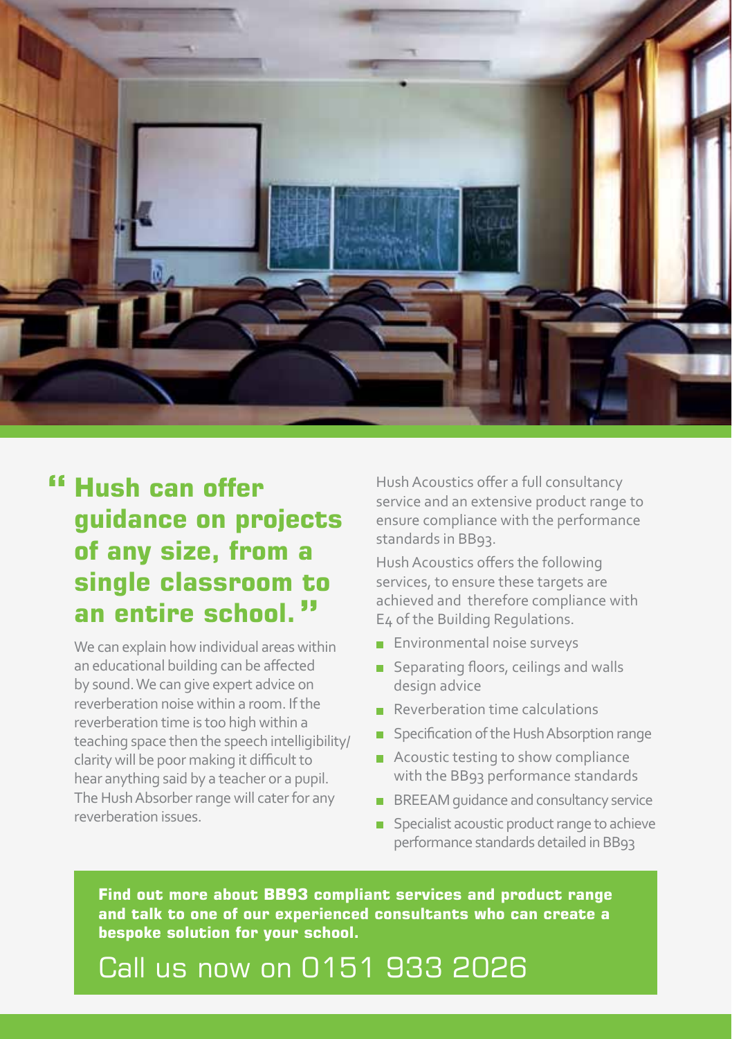## "Hush can offer guidance on projects of any size, from a single classroom to an entire school."

We can explain how individual areas within an educational building can be affected by sound. We can give expert advice on reverberation noise within a room. If the reverberation time is too high within a teaching space then the speech intelligibility/ clarity will be poor making it difficult to hear anything said by a teacher or a pupil. The Hush Absorber range will cater for any reverberation issues.

Hush Acoustics offer a full consultancy service and an extensive product range to ensure compliance with the performance standards in BB93.

Hush Acoustics offers the following services, to ensure these targets are achieved and therefore compliance with E4 of the Building Regulations.

- Environmental noise surveys
- Separating floors, ceilings and walls design advice
- Reverberation time calculations
- Specification of the Hush Absorption range
- Acoustic testing to show compliance with the BB93 performance standards
- BREEAM guidance and consultancy service
- Specialist acoustic product range to achieve performance standards detailed in BB93

**Find out more about BB93 compliant services and product range and talk to one of our experienced consultants who can create a bespoke solution for your school.**

Call us now on 0151 933 2026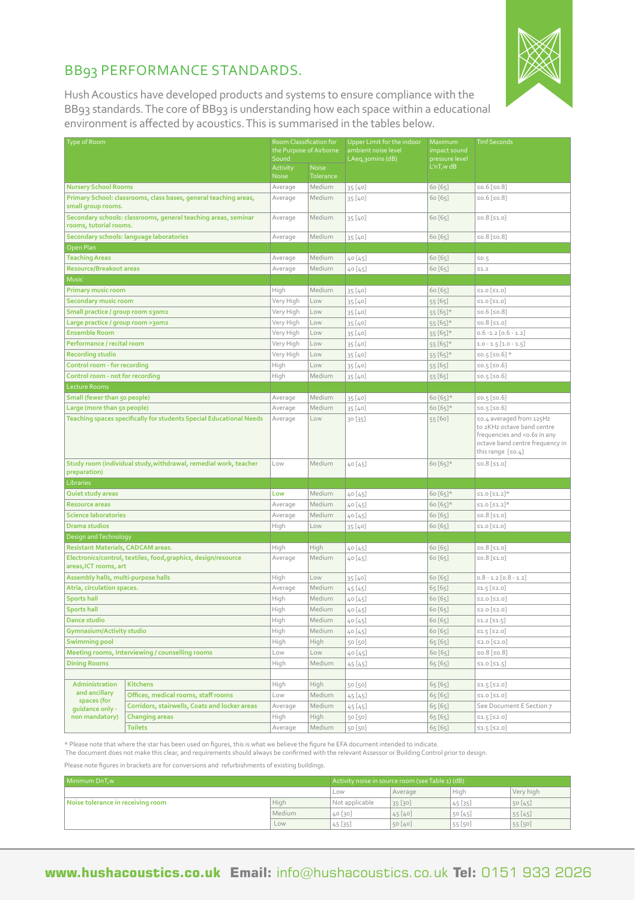# BB93 PERFORMANCE STANDARDS.

Hush Acoustics have developed products and systems to ensure compliance with the BB93 standards. The core of BB93 is understanding how each space within a educational environment is affected by acoustics. This is summarised in the tables below.

| Type of Room | | Room Classification for the Purpose of Airborne Sound | | Upper Limit for the indoor ambient noise level LAeq,30mins (dB) | Maximum impact sound pressure level L'nT,w dB | Tmf Seconds |
|---|---|---|---|---|---|---|
| | | Activity Noise | Noise Tolerance | | | |
| Nursery School Rooms | | Average | Medium | 35 [40] | 60 [65] | ≤0.6 [≤0.8] |
| Primary School: classrooms, class bases, general teaching areas, small group rooms. | | Average | Medium | 35 [40] | 60 [65] | ≤0.6 [≤0.8] |
| Secondary schools: classrooms, general teaching areas, seminar rooms, tutorial rooms. | | Average | Medium | 35 [40] | 60 [65] | ≤0.8 [≤1.0] |
| Secondary schools: language laboratories | | Average | Medium | 35 [40] | 60 [65] | ≤0.8 [≤0.8] |
| Open Plan | | | | | | |
| Teaching Areas | | Average | Medium | 40 [45] | 60 [65] | ≤0.5 |
| Resource/Breakout areas | | Average | Medium | 40 [45] | 60 [65] | ≤1.2 |
| Music | | | | | | |
| Primary music room | | High | Medium | 35 [40] | 60 [65] | ≤1.0 [≤1.0] |
| Secondary music room | | Very High | Low | 35 [40] | 55 [65] | ≤1.0 [≤1.0] |
| Small practice / group room ≤30m2 | | Very High | Low | 35 [40] | 55 [65]* | ≤0.6 [≤0.8] |
| Large practice / group room >30m2 | | Very High | Low | 35 [40] | 55 [65]* | ≤0.8 [≤1.0] |
| Ensemble Room | | Very High | Low | 35 [40] | 55 [65]* | 0.6 -1.2 [0.6 - 1.2] |
| Performance / recital room | | Very High | Low | 35 [40] | 55 [65]* | 1.0 - 1.5 [1.0 - 1.5] |
| Recording studio | | Very High | Low | 35 [40] | 55 [65]* | ≤0.5 [≤0.6] * |
| Control room - for recording | | High | Low | 35 [40] | 55 [65] | ≤0.5 [≤0.6] |
| Control room - not for recording | | High | Medium | 35 [40] | 55 [65] | ≤0.5 [≤0.6] |
| Lecture Rooms | | | | | | |
| Small (fewer than 50 people) | | Average | Medium | 35 [40] | 60 [65]* | ≤0.5 [≤0.6] |
| Large (more than 50 people) | | Average | Medium | 35 [40] | 60 [65]* | ≤0.5 [≤0.6] |
| Teaching spaces specifically for students Special Educational Needs | | Average | Low | 30 [35] | 55 [60] | ≤0.4 averaged from 125Hz to 2KHz octave band centre frequencies and <0.6s in any octave band centre frequency in this range [≤0.4] |
| Study room (individual study, withdrawal, remedial work, teacher preparation) | | Low | Medium | 40 [45] | 60 [65]* | ≤0.8 [≤1.0] |
| Libraries | | | | | | |
| Quiet study areas | | Low | Medium | 40 [45] | 60 [65]* | ≤1.0 [≤1.2]* |
| Resource areas | | Average | Medium | 40 [45] | 60 [65]* | ≤1.0 [≤1.2]* |
| Science laboratories | | Average | Medium | 40 [45] | 60 [65] | ≤0.8 [≤1.0] |
| Drama studios | | High | Low | 35 [40] | 60 [65] | ≤1.0 [≤1.0] |
| Design and Technology | | | | | | |
| Resistant Materials, CADCAM areas. | | High | High | 40 [45] | 60 [65] | ≤0.8 [≤1.0] |
| Electronics/control, textiles, food, graphics, design/resource areas, ICT rooms, art | | Average | Medium | 40 [45] | 60 [65] | ≤0.8 [≤1.0] |
| Assembly halls, multi-purpose halls | | High | Low | 35 [40] | 60 [65] | 0.8 - 1.2 [0.8 - 1.2] |
| Atria, circulation spaces. | | Average | Medium | 45 [45] | 65 [65] | ≤1.5 [≤2.0] |
| Sports hall | | High | Medium | 40 [45] | 60 [65] | ≤2.0 [≤2.0] |
| Sports hall | | High | Medium | 40 [45] | 60 [65] | ≤2.0 [≤2.0] |
| Dance studio | | High | Medium | 40 [45] | 60 [65] | ≤1.2 [≤1.5] |
| Gymnasium/Activity studio | | High | Medium | 40 [45] | 60 [65] | ≤1.5 [≤2.0] |
| Swimming pool | | High | High | 50 [50] | 65 [65] | ≤2.0 [≤2.0] |
| Meeting rooms, Interviewing / counselling rooms | | Low | Low | 40 [45] | 60 [65] | ≤0.8 [≤0.8] |
| Dining Rooms | | High | Medium | 45 [45] | 65 [65] | ≤1.0 [≤1.5] |
| | | | | | | |
| Administration and ancillary spaces (for guidance only - non mandatory) | Kitchens | High | High | 50 [50] | 65 [65] | ≤1.5 [≤2.0] |
| | Offices, medical rooms, staff rooms | Low | Medium | 45 [45] | 65 [65] | ≤1.0 [≤1.0] |
| | Corridors, stairwells, Coats and locker areas | Average | Medium | 45 [45] | 65 [65] | See Document E Section 7 |
| | Changing areas | High | High | 50 [50] | 65 [65] | ≤1.5 [≤2.0] |
| | Toilets | Average | Medium | 50 [50] | 65 [65] | ≤1.5 [≤2.0] |

* Please note that where the star has been used on figures, this is what we believe the figure he EFA document intended to indicate. The document does not make this clear, and requirements should always be confirmed with the relevant Assessor or Building Control prior to design.

Please note figures in brackets are for conversions and refurbishments of existing buildings.

| Minimum DnT,w | | Activity noise in source room (see Table 1) (dB) | | | |
|---|---|---|---|---|---|
| | | Low | Average | High | Very high |
| Noise tolerance in receiving room | High | Not applicable | 35 [30] | 45 [35] | 50 [45] |
| | Medium | 40 [30] | 45 [40] | 50 [45] | 55 [45] |
| | Low | 45 [35] | 50 [40] | 55 [50] | 55 [50] |

**www.hushacoustics.co.uk** **Email:** info@hushacoustics.co.uk **Tel:** 0151 933 2026